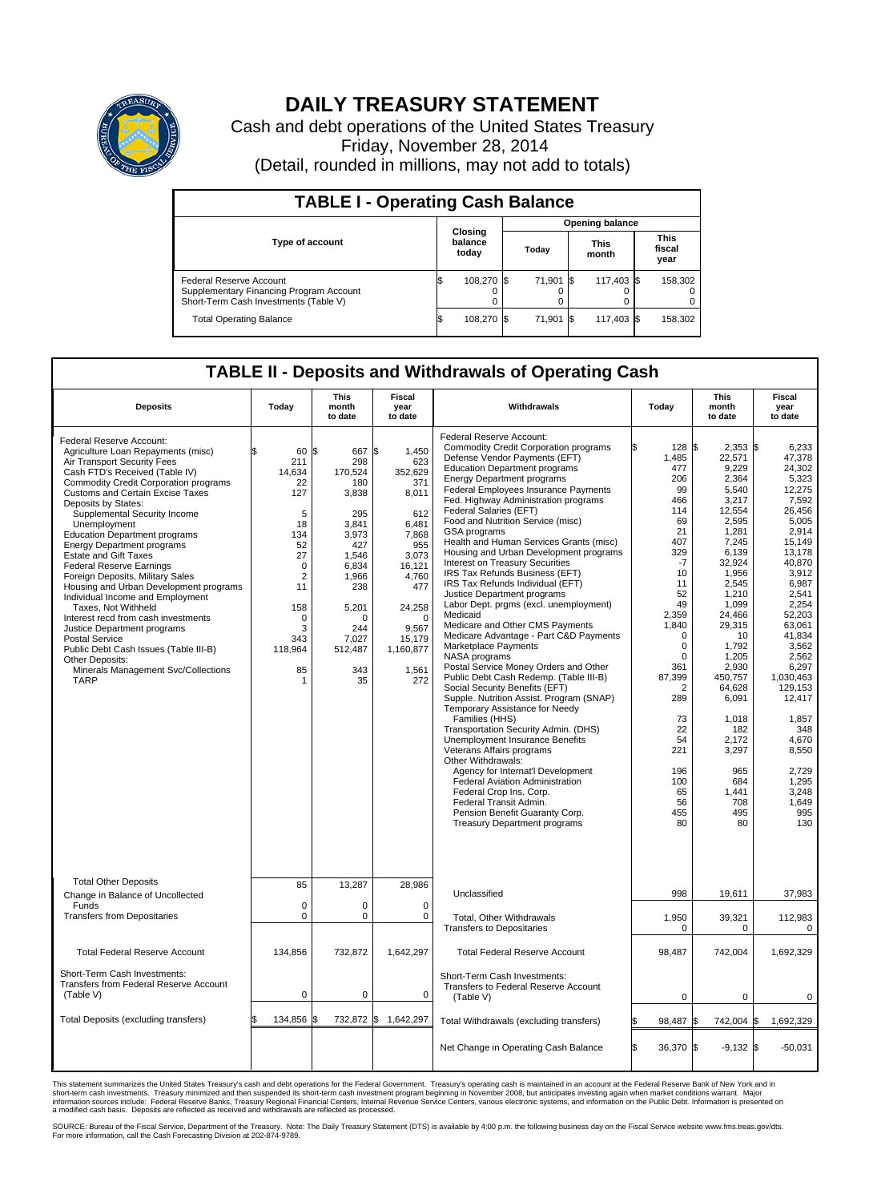# DAILY TREASURY STATEMENT

Cash and debt operations of the United States Treasury

Friday, November 28, 2014

(Detail, rounded in millions, may not add to totals)

## TABLE I - Operating Cash Balance

| Type of account | Closing balance today | Opening balance Today | Opening balance This month | Opening balance This fiscal year |
|---|---|---|---|---|
| Federal Reserve Account | $ 108,270 | $ 71,901 | $ 117,403 | $ 158,302 |
| Supplementary Financing Program Account | 0 | 0 | 0 | 0 |
| Short-Term Cash Investments (Table V) | 0 | 0 | 0 | 0 |
| Total Operating Balance | $ 108,270 | $ 71,901 | $ 117,403 | $ 158,302 |

## TABLE II - Deposits and Withdrawals of Operating Cash

| Deposits | Today | This month to date | Fiscal year to date | Withdrawals | Today | This month to date | Fiscal year to date |
|---|---|---|---|---|---|---|---|
| Federal Reserve Account: | | | | Federal Reserve Account: | | | |
| Agriculture Loan Repayments (misc) | $ 60 | $ 667 | $ 1,450 | Commodity Credit Corporation programs | $ 128 | $ 2,353 | $ 6,233 |
| Air Transport Security Fees | 211 | 298 | 623 | Defense Vendor Payments (EFT) | 1,485 | 22,571 | 47,378 |
| Cash FTD's Received (Table IV) | 14,634 | 170,524 | 352,629 | Education Department programs | 477 | 9,229 | 24,302 |
| Commodity Credit Corporation programs | 22 | 180 | 371 | Energy Department programs | 206 | 2,364 | 5,323 |
| Customs and Certain Excise Taxes | 127 | 3,838 | 8,011 | Federal Employees Insurance Payments | 99 | 5,540 | 12,275 |
| Deposits by States: | | | | Fed. Highway Administration programs | 466 | 3,217 | 7,592 |
| Supplemental Security Income | 5 | 295 | 612 | Federal Salaries (EFT) | 114 | 12,554 | 26,456 |
| Unemployment | 18 | 3,841 | 6,481 | Food and Nutrition Service (misc) | 69 | 2,595 | 5,005 |
| Education Department programs | 134 | 3,973 | 7,868 | GSA programs | 21 | 1,281 | 2,914 |
| Energy Department programs | 52 | 427 | 955 | Health and Human Services Grants (misc) | 407 | 7,245 | 15,149 |
| Estate and Gift Taxes | 27 | 1,546 | 3,073 | Housing and Urban Development programs | 329 | 6,139 | 13,178 |
| Federal Reserve Earnings | 0 | 6,834 | 16,121 | Interest on Treasury Securities | -7 | 32,924 | 40,870 |
| Foreign Deposits, Military Sales | 2 | 1,966 | 4,760 | IRS Tax Refunds Business (EFT) | 10 | 1,956 | 3,912 |
| Housing and Urban Development programs | 11 | 238 | 477 | IRS Tax Refunds Individual (EFT) | 11 | 2,545 | 6,987 |
| Individual Income and Employment Taxes, Not Withheld | 158 | 5,201 | 24,258 | Justice Department programs | 52 | 1,210 | 2,541 |
| Interest recd from cash investments | 0 | 0 | 0 | Labor Dept. prgms (excl. unemployment) | 49 | 1,099 | 2,254 |
| Justice Department programs | 3 | 244 | 9,567 | Medicaid | 2,359 | 24,466 | 52,203 |
| Postal Service | 343 | 7,027 | 15,179 | Medicare and Other CMS Payments | 1,840 | 29,315 | 63,061 |
| Public Debt Cash Issues (Table III-B) | 118,964 | 512,487 | 1,160,877 | Medicare Advantage - Part C&D Payments | 0 | 10 | 41,834 |
| Other Deposits: | | | | Marketplace Payments | 0 | 1,792 | 3,562 |
| Minerals Management Svc/Collections | 85 | 343 | 1,561 | NASA programs | 0 | 1,205 | 2,562 |
| TARP | 1 | 35 | 272 | Postal Service Money Orders and Other | 361 | 2,930 | 6,297 |
| | | | | Public Debt Cash Redemp. (Table III-B) | 87,399 | 450,757 | 1,030,463 |
| | | | | Social Security Benefits (EFT) | 2 | 64,628 | 129,153 |
| | | | | Supple. Nutrition Assist. Program (SNAP) | 289 | 6,091 | 12,417 |
| | | | | Temporary Assistance for Needy Families (HHS) | 73 | 1,018 | 1,857 |
| | | | | Transportation Security Admin. (DHS) | 22 | 182 | 348 |
| | | | | Unemployment Insurance Benefits | 54 | 2,172 | 4,670 |
| | | | | Veterans Affairs programs | 221 | 3,297 | 8,550 |
| | | | | Other Withdrawals: | | | |
| | | | | Agency for Internat'l Development | 196 | 965 | 2,729 |
| | | | | Federal Aviation Administration | 100 | 684 | 1,295 |
| | | | | Federal Crop Ins. Corp. | 65 | 1,441 | 3,248 |
| | | | | Federal Transit Admin. | 56 | 708 | 1,649 |
| | | | | Pension Benefit Guaranty Corp. | 455 | 495 | 995 |
| | | | | Treasury Department programs | 80 | 80 | 130 |
| Total Other Deposits | 85 | 13,287 | 28,986 | Unclassified | 998 | 19,611 | 37,983 |
| Change in Balance of Uncollected Funds | 0 | 0 | 0 | | | | |
| Transfers from Depositaries | 0 | 0 | 0 | Total, Other Withdrawals | 1,950 | 39,321 | 112,983 |
| | | | | Transfers to Depositaries | 0 | 0 | 0 |
| Total Federal Reserve Account | 134,856 | 732,872 | 1,642,297 | Total Federal Reserve Account | 98,487 | 742,004 | 1,692,329 |
| Short-Term Cash Investments: Transfers from Federal Reserve Account (Table V) | 0 | 0 | 0 | Short-Term Cash Investments: Transfers to Federal Reserve Account (Table V) | 0 | 0 | 0 |
| Total Deposits (excluding transfers) | $ 134,856 | $ 732,872 | $ 1,642,297 | Total Withdrawals (excluding transfers) | $ 98,487 | $ 742,004 | $ 1,692,329 |
| | | | | Net Change in Operating Cash Balance | $ 36,370 | $ -9,132 | $ -50,031 |

This statement summarizes the United States Treasury's cash and debt operations for the Federal Government. Treasury's operating cash is maintained in an account at the Federal Reserve Bank of New York and in short-term cash investments. Treasury minimized and then suspended its short-term cash investment program beginning in November 2008, but anticipates investing again when market conditions warrant. Major information sources include: Federal Reserve Banks, Treasury Regional Financial Centers, Internal Revenue Service Centers, various electronic systems, and information on the Public Debt. Information is presented on a modified cash basis. Deposits are reflected as received and withdrawals are reflected as processed.

SOURCE: Bureau of the Fiscal Service, Department of the Treasury. Note: The Daily Treasury Statement (DTS) is available by 4:00 p.m. the following business day on the Fiscal Service website www.fms.treas.gov/dts. For more information, call the Cash Forecasting Division at 202-874-9789.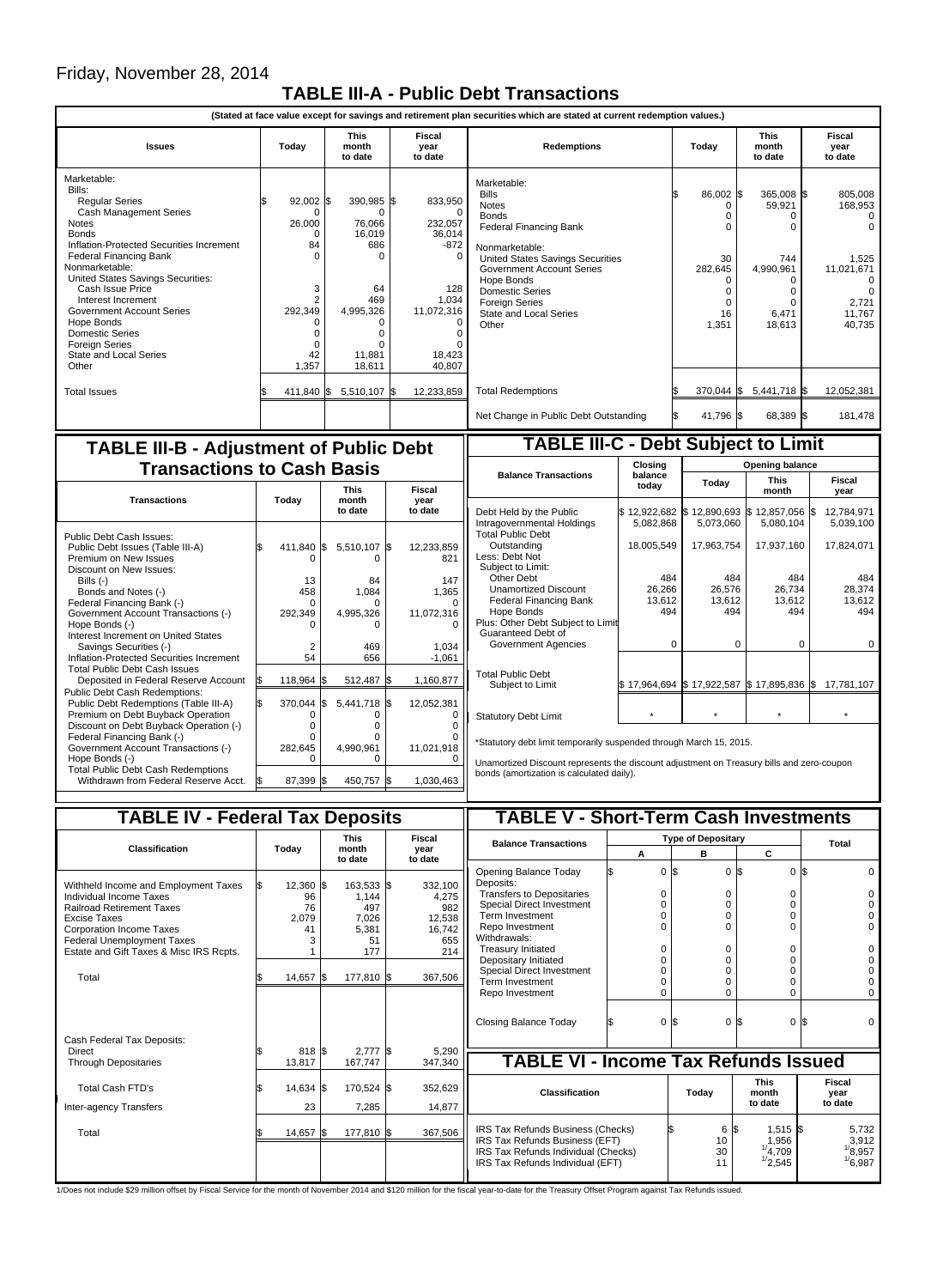Friday, November 28, 2014

# TABLE III-A - Public Debt Transactions

(Stated at face value except for savings and retirement plan securities which are stated at current redemption values.)

| Issues | Today | This month to date | Fiscal year to date | Redemptions | Today | This month to date | Fiscal year to date |
|---|---|---|---|---|---|---|---|
| Marketable: | | | | Marketable: | | | |
| Bills: | | | | Bills | $ 86,002 | $ 365,008 | $ 805,008 |
| Regular Series | $ 92,002 | $ 390,985 | $ 833,950 | Notes | 0 | 59,921 | 168,953 |
| Cash Management Series | 0 | 0 | 0 | Bonds | 0 | 0 | 0 |
| Notes | 26,000 | 76,066 | 232,057 | Federal Financing Bank | 0 | 0 | 0 |
| Bonds | 0 | 16,019 | 36,014 | | | | |
| Inflation-Protected Securities Increment | 84 | 686 | -872 | Nonmarketable: | | | |
| Federal Financing Bank | 0 | 0 | 0 | United States Savings Securities | 30 | 744 | 1,525 |
| Nonmarketable: | | | | Government Account Series | 282,645 | 4,990,961 | 11,021,671 |
| United States Savings Securities: | | | | Hope Bonds | 0 | 0 | 0 |
| Cash Issue Price | 3 | 64 | 128 | Domestic Series | 0 | 0 | 0 |
| Interest Increment | 2 | 469 | 1,034 | Foreign Series | 0 | 0 | 2,721 |
| Government Account Series | 292,349 | 4,995,326 | 11,072,316 | State and Local Series | 16 | 6,471 | 11,767 |
| Hope Bonds | 0 | 0 | 0 | Other | 1,351 | 18,613 | 40,735 |
| Domestic Series | 0 | 0 | 0 | | | | |
| Foreign Series | 0 | 0 | 0 | | | | |
| State and Local Series | 42 | 11,881 | 18,423 | | | | |
| Other | 1,357 | 18,611 | 40,807 | | | | |
| Total Issues | $ 411,840 | $ 5,510,107 | $ 12,233,859 | Total Redemptions | $ 370,044 | $ 5,441,718 | $ 12,052,381 |
| | | | | Net Change in Public Debt Outstanding | $ 41,796 | $ 68,389 | $ 181,478 |

# TABLE III-B - Adjustment of Public Debt Transactions to Cash Basis

| Transactions | Today | This month to date | Fiscal year to date |
|---|---|---|---|
| Public Debt Cash Issues: | | | |
| Public Debt Issues (Table III-A) | $ 411,840 | $ 5,510,107 | $ 12,233,859 |
| Premium on New Issues | 0 | 0 | 821 |
| Discount on New Issues: | | | |
| Bills (-) | 13 | 84 | 147 |
| Bonds and Notes (-) | 458 | 1,084 | 1,365 |
| Federal Financing Bank (-) | 0 | 0 | 0 |
| Government Account Transactions (-) | 292,349 | 4,995,326 | 11,072,316 |
| Hope Bonds (-) | 0 | 0 | 0 |
| Interest Increment on United States Savings Securities (-) | 2 | 469 | 1,034 |
| Inflation-Protected Securities Increment | 54 | 656 | -1,061 |
| Total Public Debt Cash Issues Deposited in Federal Reserve Account | $ 118,964 | $ 512,487 | $ 1,160,877 |
| Public Debt Cash Redemptions: | | | |
| Public Debt Redemptions (Table III-A) | $ 370,044 | $ 5,441,718 | $ 12,052,381 |
| Premium on Debt Buyback Operation | 0 | 0 | 0 |
| Discount on Debt Buyback Operation (-) | 0 | 0 | 0 |
| Federal Financing Bank (-) | 0 | 0 | 0 |
| Government Account Transactions (-) | 282,645 | 4,990,961 | 11,021,918 |
| Hope Bonds (-) | 0 | 0 | 0 |
| Total Public Debt Cash Redemptions Withdrawn from Federal Reserve Acct. | $ 87,399 | $ 450,757 | $ 1,030,463 |

# TABLE III-C - Debt Subject to Limit

| Balance Transactions | Closing balance today | Opening balance Today | Opening balance This month | Opening balance Fiscal year |
|---|---|---|---|---|
| Debt Held by the Public | $ 12,922,682 | $ 12,890,693 | $ 12,857,056 | $ 12,784,971 |
| Intragovernmental Holdings | 5,082,868 | 5,073,060 | 5,080,104 | 5,039,100 |
| Total Public Debt Outstanding | 18,005,549 | 17,963,754 | 17,937,160 | 17,824,071 |
| Less: Debt Not Subject to Limit: | | | | |
| Other Debt | 484 | 484 | 484 | 484 |
| Unamortized Discount | 26,266 | 26,576 | 26,734 | 28,374 |
| Federal Financing Bank | 13,612 | 13,612 | 13,612 | 13,612 |
| Hope Bonds | 494 | 494 | 494 | 494 |
| Plus: Other Debt Subject to Limit | | | | |
| Guaranteed Debt of Government Agencies | 0 | 0 | 0 | 0 |
| Total Public Debt Subject to Limit | $ 17,964,694 | $ 17,922,587 | $ 17,895,836 | $ 17,781,107 |
| Statutory Debt Limit | * | * | * | * |

*Statutory debt limit temporarily suspended through March 15, 2015.

Unamortized Discount represents the discount adjustment on Treasury bills and zero-coupon bonds (amortization is calculated daily).

# TABLE IV - Federal Tax Deposits

| Classification | Today | This month to date | Fiscal year to date |
|---|---|---|---|
| Withheld Income and Employment Taxes | $ 12,360 | $ 163,533 | $ 332,100 |
| Individual Income Taxes | 96 | 1,144 | 4,275 |
| Railroad Retirement Taxes | 76 | 497 | 982 |
| Excise Taxes | 2,079 | 7,026 | 12,538 |
| Corporation Income Taxes | 41 | 5,381 | 16,742 |
| Federal Unemployment Taxes | 3 | 51 | 655 |
| Estate and Gift Taxes & Misc IRS Rcpts. | 1 | 177 | 214 |
| Total | $ 14,657 | $ 177,810 | $ 367,506 |
| Cash Federal Tax Deposits: | | | |
| Direct | $ 818 | $ 2,777 | $ 5,290 |
| Through Depositaries | 13,817 | 167,747 | 347,340 |
| Total Cash FTD's | $ 14,634 | $ 170,524 | $ 352,629 |
| Inter-agency Transfers | 23 | 7,285 | 14,877 |
| Total | $ 14,657 | $ 177,810 | $ 367,506 |

# TABLE V - Short-Term Cash Investments

| Balance Transactions | Type of Depositary A | Type of Depositary B | Type of Depositary C | Total |
|---|---|---|---|---|
| Opening Balance Today | $ 0 | $ 0 | $ 0 | $ 0 |
| Deposits: | | | | |
| Transfers to Depositaries | 0 | 0 | 0 | 0 |
| Special Direct Investment | 0 | 0 | 0 | 0 |
| Term Investment | 0 | 0 | 0 | 0 |
| Repo Investment | 0 | 0 | 0 | 0 |
| Withdrawals: | | | | |
| Treasury Initiated | 0 | 0 | 0 | 0 |
| Depositary Initiated | 0 | 0 | 0 | 0 |
| Special Direct Investment | 0 | 0 | 0 | 0 |
| Term Investment | 0 | 0 | 0 | 0 |
| Repo Investment | 0 | 0 | 0 | 0 |
| Closing Balance Today | $ 0 | $ 0 | $ 0 | $ 0 |

# TABLE VI - Income Tax Refunds Issued

| Classification | Today | This month to date | Fiscal year to date |
|---|---|---|---|
| IRS Tax Refunds Business (Checks) | $ 6 | $ 1,515 | $ 5,732 |
| IRS Tax Refunds Business (EFT) | 10 | 1,956 | 3,912 |
| IRS Tax Refunds Individual (Checks) | 30 | 1/ 4,709 | 1/ 8,957 |
| IRS Tax Refunds Individual (EFT) | 11 | 1/ 2,545 | 1/ 6,987 |

1/Does not include $29 million offset by Fiscal Service for the month of November 2014 and $120 million for the fiscal year-to-date for the Treasury Offset Program against Tax Refunds issued.